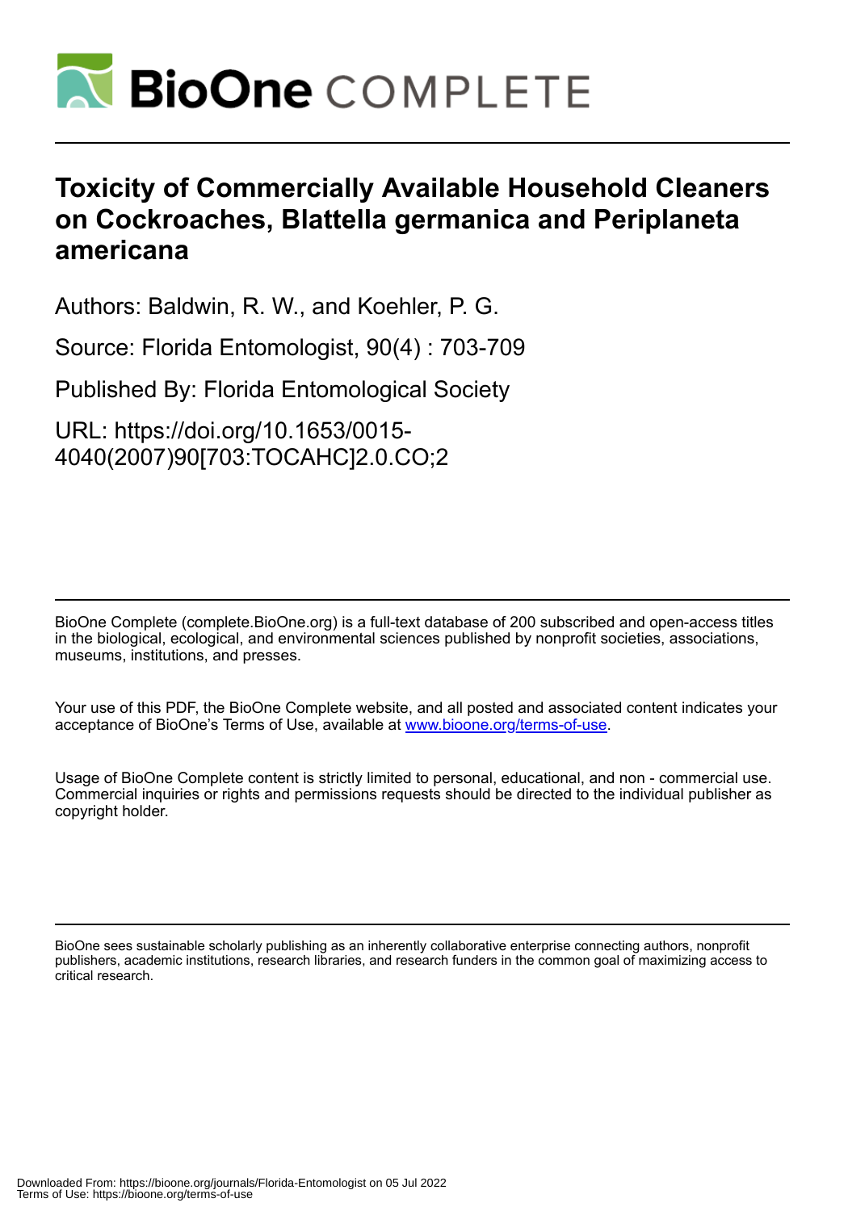# Toxicity of Commercially Available Household Cleaners on Cockroaches, Blattella germanica and Periplaneta americana

Authors: Baldwin, R. W., and Koehler, P. G.

Source: Florida Entomologist, 90(4) : 703-709

Published By: Florida Entomological Society

URL: https://doi.org/10.1653/0015-4040(2007)90[703:TOCAHC]2.0.CO;2

BioOne Complete (complete.BioOne.org) is a full-text database of 200 subscribed and open-access titles in the biological, ecological, and environmental sciences published by nonprofit societies, associations, museums, institutions, and presses.

Your use of this PDF, the BioOne Complete website, and all posted and associated content indicates your acceptance of BioOne's Terms of Use, available at www.bioone.org/terms-of-use.

Usage of BioOne Complete content is strictly limited to personal, educational, and non - commercial use. Commercial inquiries or rights and permissions requests should be directed to the individual publisher as copyright holder.

BioOne sees sustainable scholarly publishing as an inherently collaborative enterprise connecting authors, nonprofit publishers, academic institutions, research libraries, and research funders in the common goal of maximizing access to critical research.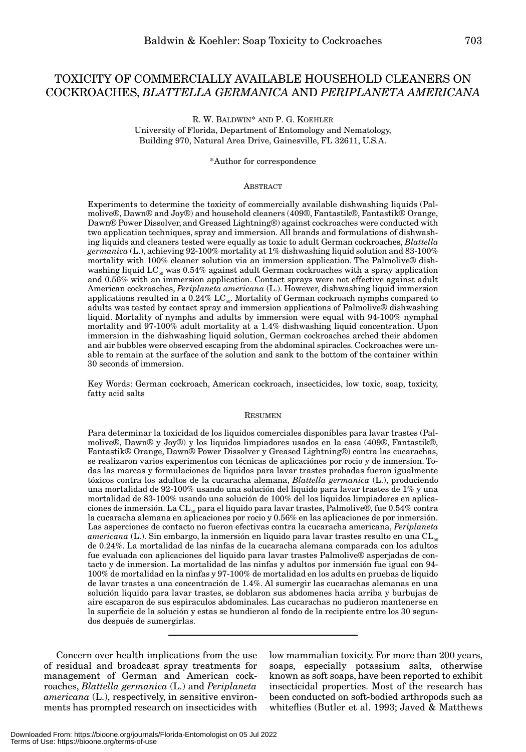# TOXICITY OF COMMERCIALLY AVAILABLE HOUSEHOLD CLEANERS ON COCKROACHES, *BLATTELLA GERMANICA* AND *PERIPLANETA AMERICANA*

R. W. BALDWIN* AND P. G. KOEHLER
University of Florida, Department of Entomology and Nematology,
Building 970, Natural Area Drive, Gainesville, FL 32611, U.S.A.

*Author for correspondence

## ABSTRACT

Experiments to determine the toxicity of commercially available dishwashing liquids (Palmolive®, Dawn® and Joy®) and household cleaners (409®, Fantastik®, Fantastik® Orange, Dawn® Power Dissolver, and Greased Lightning®) against cockroaches were conducted with two application techniques, spray and immersion. All brands and formulations of dishwashing liquids and cleaners tested were equally as toxic to adult German cockroaches, *Blattella germanica* (L.), achieving 92-100% mortality at 1% dishwashing liquid solution and 83-100% mortality with 100% cleaner solution via an immersion application. The Palmolive® dishwashing liquid $LC_{50}$ was 0.54% against adult German cockroaches with a spray application and 0.56% with an immersion application. Contact sprays were not effective against adult American cockroaches, *Periplaneta americana* (L.). However, dishwashing liquid immersion applications resulted in a 0.24% $LC_{50}$. Mortality of German cockroach nymphs compared to adults was tested by contact spray and immersion applications of Palmolive® dishwashing liquid. Mortality of nymphs and adults by immersion were equal with 94-100% nymphal mortality and 97-100% adult mortality at a 1.4% dishwashing liquid concentration. Upon immersion in the dishwashing liquid solution, German cockroaches arched their abdomen and air bubbles were observed escaping from the abdominal spiracles. Cockroaches were unable to remain at the surface of the solution and sank to the bottom of the container within 30 seconds of immersion.

Key Words: German cockroach, American cockroach, insecticides, low toxic, soap, toxicity, fatty acid salts

## RESUMEN

Para determinar la toxicidad de los liquidos comerciales disponibles para lavar trastes (Palmolive®, Dawn® y Joy®) y los liquidos limpiadores usados en la casa (409®, Fantastik®, Fantastik® Orange, Dawn® Power Dissolver y Greased Lightning®) contra las cucarachas, se realizaron varios experimentos con técnicas de aplicaciónes por rocio y de inmersion. Todas las marcas y formulaciones de liquidos para lavar trastes probadas fueron igualmente tóxicos contra los adultos de la cucaracha alemana, *Blattella germanica* (L.), produciendo una mortalidad de 92-100% usando una solución del liquido para lavar trastes de 1% y una mortalidad de 83-100% usando una solución de 100% del los liquidos limpiadores en aplicaciones de inmersión. La $CL_{50}$ para el liquido para lavar trastes, Palmolive®, fue 0.54% contra la cucaracha alemana en aplicaciones por rocio y 0.56% en las aplicaciones de por inmersión. Las asperciones de contacto no fueron efectivas contra la cucaracha americana, *Periplaneta americana* (L.). Sin embargo, la inmersión en liquido para lavar trastes resulto en una $CL_{50}$ de 0.24%. La mortalidad de las ninfas de la cucaracha alemana comparada con los adultos fue evaluada con aplicaciones del liquido para lavar trastes Palmolive® asperjadas de contacto y de inmersion. La mortalidad de las ninfas y adultos por inmersión fue igual con 94-100% de mortalidad en la ninfas y 97-100% de mortalidad en los adults en pruebas de liquido de lavar trastes a una concentración de 1.4%. Al sumergir las cucarachas alemanas en una solución liquido para lavar trastes, se doblaron sus abdomenes hacia arriba y burbujas de aire escaparon de sus espiraculos abdominales. Las cucarachas no pudieron mantenerse en la superficie de la solución y estas se hundieron al fondo de la recipiente entre los 30 segundos después de sumergirlas.

---

Concern over health implications from the use of residual and broadcast spray treatments for management of German and American cockroaches, *Blattella germanica* (L.) and *Periplaneta americana* (L.), respectively, in sensitive environments has prompted research on insecticides with low mammalian toxicity. For more than 200 years, soaps, especially potassium salts, otherwise known as soft soaps, have been reported to exhibit insecticidal properties. Most of the research has been conducted on soft-bodied arthropods such as whiteflies (Butler et al. 1993; Javed & Matthews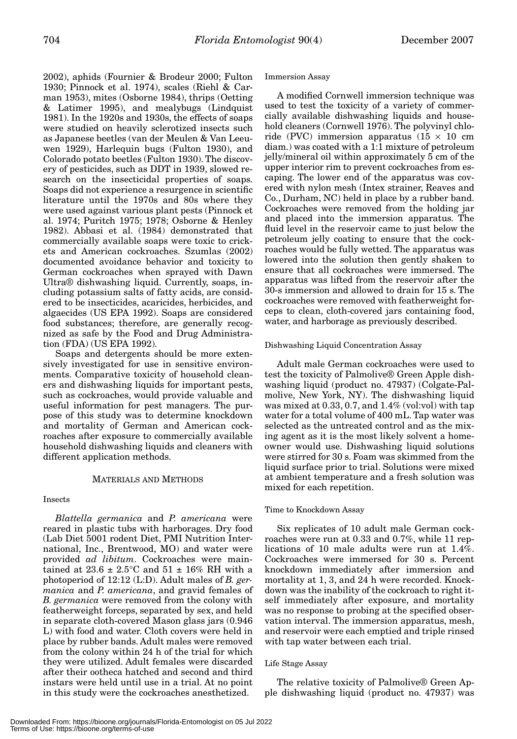2002), aphids (Fournier & Brodeur 2000; Fulton 1930; Pinnock et al. 1974), scales (Riehl & Carman 1953), mites (Osborne 1984), thrips (Oetting & Latimer 1995), and mealybugs (Lindquist 1981). In the 1920s and 1930s, the effects of soaps were studied on heavily sclerotized insects such as Japanese beetles (van der Meulen & Van Leeuwen 1929), Harlequin bugs (Fulton 1930), and Colorado potato beetles (Fulton 1930). The discovery of pesticides, such as DDT in 1939, slowed research on the insecticidal properties of soaps. Soaps did not experience a resurgence in scientific literature until the 1970s and 80s where they were used against various plant pests (Pinnock et al. 1974; Puritch 1975; 1978; Osborne & Henley 1982). Abbasi et al. (1984) demonstrated that commercially available soaps were toxic to crickets and American cockroaches. Szumlas (2002) documented avoidance behavior and toxicity to German cockroaches when sprayed with Dawn Ultra® dishwashing liquid. Currently, soaps, including potassium salts of fatty acids, are considered to be insecticides, acaricides, herbicides, and algaecides (US EPA 1992). Soaps are considered food substances; therefore, are generally recognized as safe by the Food and Drug Administration (FDA) (US EPA 1992).

Soaps and detergents should be more extensively investigated for use in sensitive environments. Comparative toxicity of household cleaners and dishwashing liquids for important pests, such as cockroaches, would provide valuable and useful information for pest managers. The purpose of this study was to determine knockdown and mortality of German and American cockroaches after exposure to commercially available household dishwashing liquids and cleaners with different application methods.

## MATERIALS AND METHODS

### Insects

*Blattella germanica* and *P. americana* were reared in plastic tubs with harborages. Dry food (Lab Diet 5001 rodent Diet, PMI Nutrition International, Inc., Brentwood, MO) and water were provided *ad libitum*. Cockroaches were maintained at 23.6 ± 2.5°C and 51 ± 16% RH with a photoperiod of 12:12 (L:D). Adult males of *B. germanica* and *P. americana*, and gravid females of *B. germanica* were removed from the colony with featherweight forceps, separated by sex, and held in separate cloth-covered Mason glass jars (0.946 L) with food and water. Cloth covers were held in place by rubber bands. Adult males were removed from the colony within 24 h of the trial for which they were utilized. Adult females were discarded after their ootheca hatched and second and third instars were held until use in a trial. At no point in this study were the cockroaches anesthetized.

### Immersion Assay

A modified Cornwell immersion technique was used to test the toxicity of a variety of commercially available dishwashing liquids and household cleaners (Cornwell 1976). The polyvinyl chloride (PVC) immersion apparatus (15 × 10 cm diam.) was coated with a 1:1 mixture of petroleum jelly/mineral oil within approximately 5 cm of the upper interior rim to prevent cockroaches from escaping. The lower end of the apparatus was covered with nylon mesh (Intex strainer, Reaves and Co., Durham, NC) held in place by a rubber band. Cockroaches were removed from the holding jar and placed into the immersion apparatus. The fluid level in the reservoir came to just below the petroleum jelly coating to ensure that the cockroaches would be fully wetted. The apparatus was lowered into the solution then gently shaken to ensure that all cockroaches were immersed. The apparatus was lifted from the reservoir after the 30-s immersion and allowed to drain for 15 s. The cockroaches were removed with featherweight forceps to clean, cloth-covered jars containing food, water, and harborage as previously described.

### Dishwashing Liquid Concentration Assay

Adult male German cockroaches were used to test the toxicity of Palmolive® Green Apple dishwashing liquid (product no. 47937) (Colgate-Palmolive, New York, NY). The dishwashing liquid was mixed at 0.33, 0.7, and 1.4% (vol:vol) with tap water for a total volume of 400 mL. Tap water was selected as the untreated control and as the mixing agent as it is the most likely solvent a homeowner would use. Dishwashing liquid solutions were stirred for 30 s. Foam was skimmed from the liquid surface prior to trial. Solutions were mixed at ambient temperature and a fresh solution was mixed for each repetition.

### Time to Knockdown Assay

Six replicates of 10 adult male German cockroaches were run at 0.33 and 0.7%, while 11 replications of 10 male adults were run at 1.4%. Cockroaches were immersed for 30 s. Percent knockdown immediately after immersion and mortality at 1, 3, and 24 h were recorded. Knockdown was the inability of the cockroach to right itself immediately after exposure, and mortality was no response to probing at the specified observation interval. The immersion apparatus, mesh, and reservoir were each emptied and triple rinsed with tap water between each trial.

### Life Stage Assay

The relative toxicity of Palmolive® Green Apple dishwashing liquid (product no. 47937) was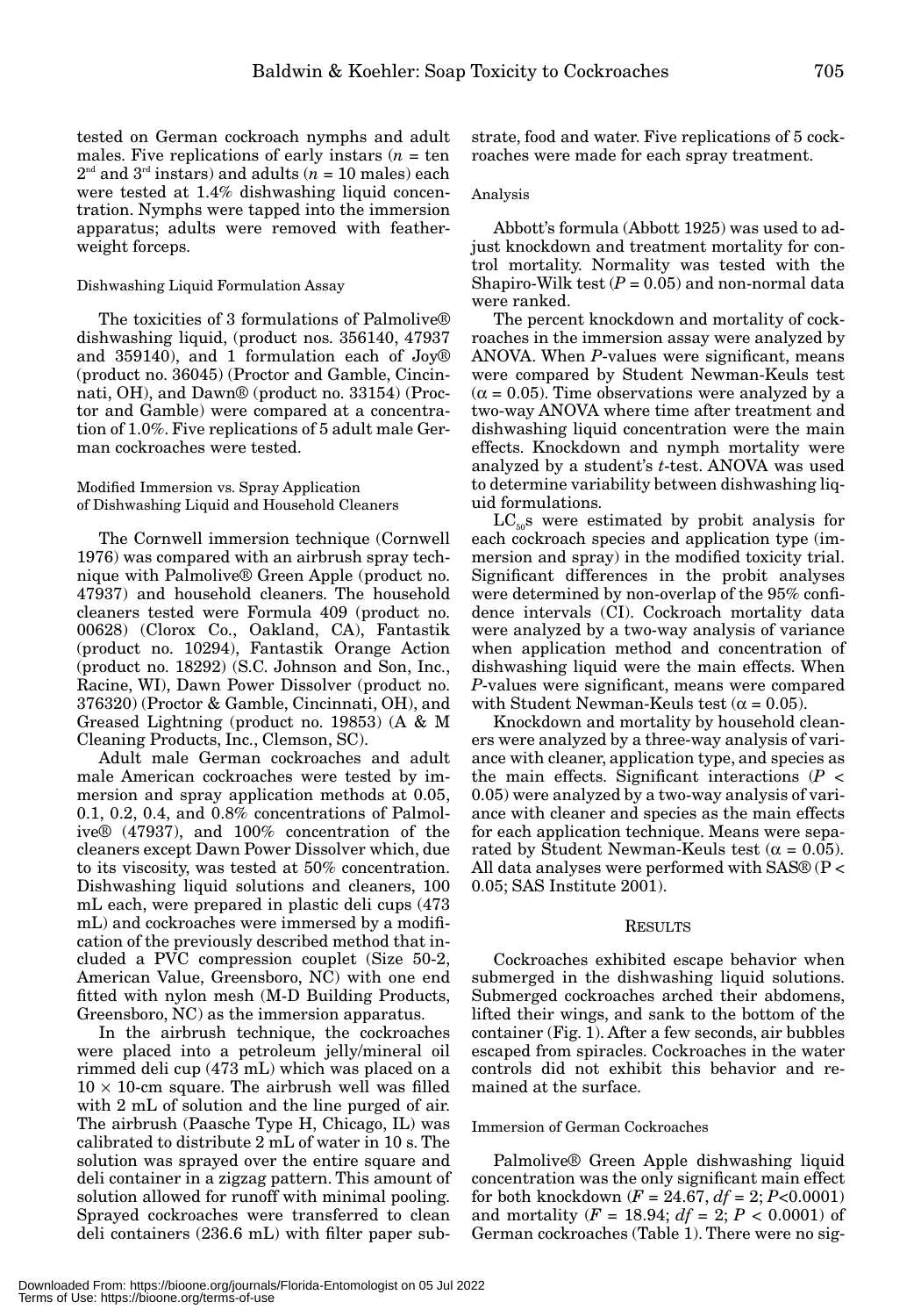tested on German cockroach nymphs and adult males. Five replications of early instars ($n$ = ten $2^{nd}$ and $3^{rd}$ instars) and adults ($n$ = 10 males) each were tested at 1.4% dishwashing liquid concentration. Nymphs were tapped into the immersion apparatus; adults were removed with featherweight forceps.

### Dishwashing Liquid Formulation Assay

The toxicities of 3 formulations of Palmolive® dishwashing liquid, (product nos. 356140, 47937 and 359140), and 1 formulation each of Joy® (product no. 36045) (Proctor and Gamble, Cincinnati, OH), and Dawn® (product no. 33154) (Proctor and Gamble) were compared at a concentration of 1.0%. Five replications of 5 adult male German cockroaches were tested.

### Modified Immersion vs. Spray Application of Dishwashing Liquid and Household Cleaners

The Cornwell immersion technique (Cornwell 1976) was compared with an airbrush spray technique with Palmolive® Green Apple (product no. 47937) and household cleaners. The household cleaners tested were Formula 409 (product no. 00628) (Clorox Co., Oakland, CA), Fantastik (product no. 10294), Fantastik Orange Action (product no. 18292) (S.C. Johnson and Son, Inc., Racine, WI), Dawn Power Dissolver (product no. 376320) (Proctor & Gamble, Cincinnati, OH), and Greased Lightning (product no. 19853) (A & M Cleaning Products, Inc., Clemson, SC).

Adult male German cockroaches and adult male American cockroaches were tested by immersion and spray application methods at 0.05, 0.1, 0.2, 0.4, and 0.8% concentrations of Palmolive® (47937), and 100% concentration of the cleaners except Dawn Power Dissolver which, due to its viscosity, was tested at 50% concentration. Dishwashing liquid solutions and cleaners, 100 mL each, were prepared in plastic deli cups (473 mL) and cockroaches were immersed by a modification of the previously described method that included a PVC compression couplet (Size 50-2, American Value, Greensboro, NC) with one end fitted with nylon mesh (M-D Building Products, Greensboro, NC) as the immersion apparatus.

In the airbrush technique, the cockroaches were placed into a petroleum jelly/mineral oil rimmed deli cup (473 mL) which was placed on a $10 \times 10$-cm square. The airbrush well was filled with 2 mL of solution and the line purged of air. The airbrush (Paasche Type H, Chicago, IL) was calibrated to distribute 2 mL of water in 10 s. The solution was sprayed over the entire square and deli container in a zigzag pattern. This amount of solution allowed for runoff with minimal pooling. Sprayed cockroaches were transferred to clean deli containers (236.6 mL) with filter paper substrate, food and water. Five replications of 5 cockroaches were made for each spray treatment.

### Analysis

Abbott's formula (Abbott 1925) was used to adjust knockdown and treatment mortality for control mortality. Normality was tested with the Shapiro-Wilk test ($P = 0.05$) and non-normal data were ranked.

The percent knockdown and mortality of cockroaches in the immersion assay were analyzed by ANOVA. When $P$-values were significant, means were compared by Student Newman-Keuls test ($\alpha = 0.05$). Time observations were analyzed by a two-way ANOVA where time after treatment and dishwashing liquid concentration were the main effects. Knockdown and nymph mortality were analyzed by a student's $t$-test. ANOVA was used to determine variability between dishwashing liquid formulations.

$LC_{50}$s were estimated by probit analysis for each cockroach species and application type (immersion and spray) in the modified toxicity trial. Significant differences in the probit analyses were determined by non-overlap of the 95% confidence intervals (CI). Cockroach mortality data were analyzed by a two-way analysis of variance when application method and concentration of dishwashing liquid were the main effects. When $P$-values were significant, means were compared with Student Newman-Keuls test ($\alpha = 0.05$).

Knockdown and mortality by household cleaners were analyzed by a three-way analysis of variance with cleaner, application type, and species as the main effects. Significant interactions ($P < 0.05$) were analyzed by a two-way analysis of variance with cleaner and species as the main effects for each application technique. Means were separated by Student Newman-Keuls test ($\alpha = 0.05$). All data analyses were performed with SAS® ($P < 0.05$; SAS Institute 2001).

## RESULTS

Cockroaches exhibited escape behavior when submerged in the dishwashing liquid solutions. Submerged cockroaches arched their abdomens, lifted their wings, and sank to the bottom of the container (Fig. 1). After a few seconds, air bubbles escaped from spiracles. Cockroaches in the water controls did not exhibit this behavior and remained at the surface.

### Immersion of German Cockroaches

Palmolive® Green Apple dishwashing liquid concentration was the only significant main effect for both knockdown ($F = 24.67$; $df = 2$; $P<0.0001$) and mortality ($F = 18.94$; $df = 2$; $P < 0.0001$) of German cockroaches (Table 1). There were no sig-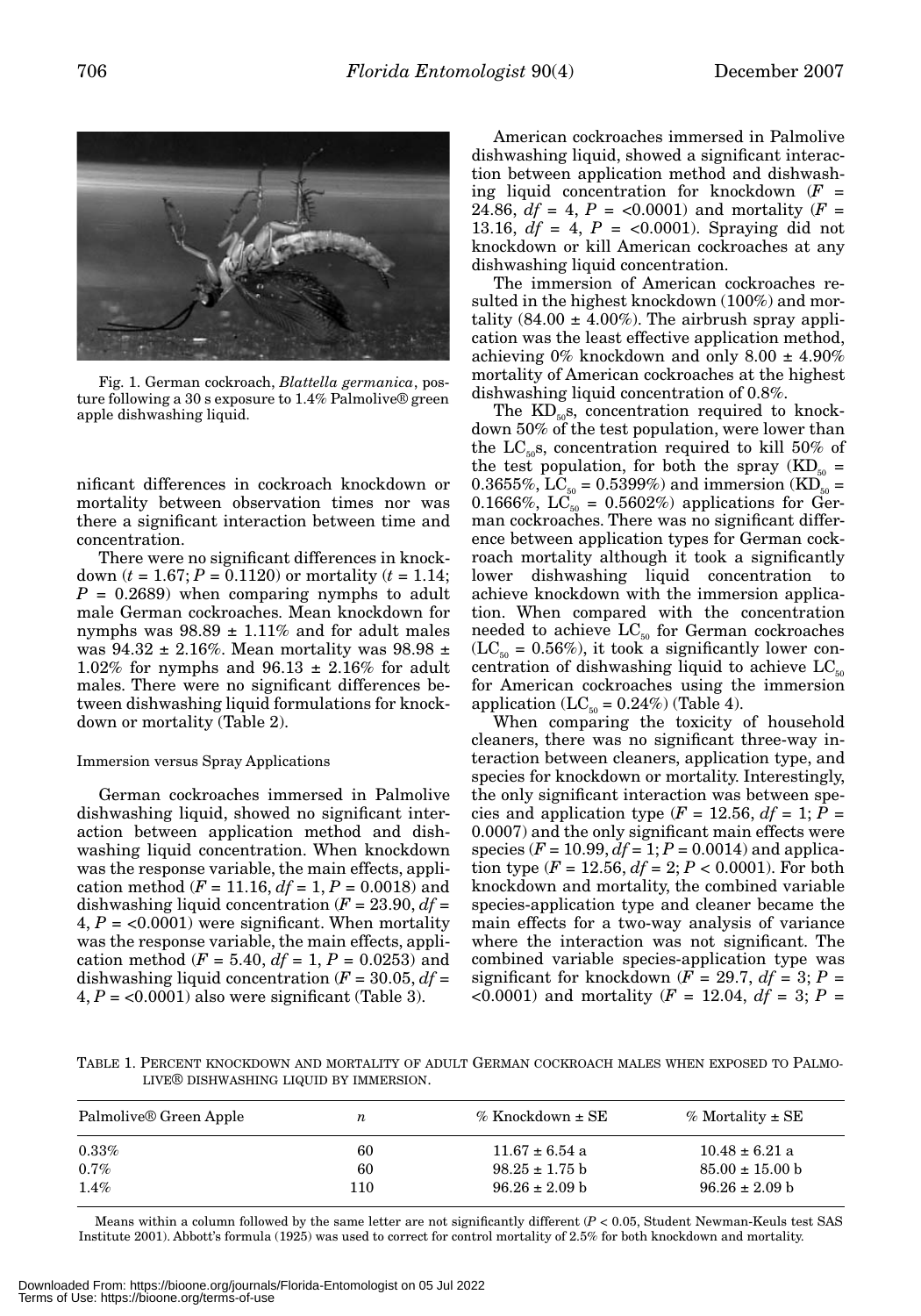Fig. 1. German cockroach, *Blattella germanica*, posture following a 30 s exposure to 1.4% Palmolive® green apple dishwashing liquid.

nificant differences in cockroach knockdown or mortality between observation times nor was there a significant interaction between time and concentration.

There were no significant differences in knockdown ($t$ = 1.67; $P$ = 0.1120) or mortality ($t$ = 1.14; $P$ = 0.2689) when comparing nymphs to adult male German cockroaches. Mean knockdown for nymphs was 98.89 ± 1.11% and for adult males was 94.32 ± 2.16%. Mean mortality was 98.98 ± 1.02% for nymphs and 96.13 ± 2.16% for adult males. There were no significant differences between dishwashing liquid formulations for knockdown or mortality (Table 2).

### Immersion versus Spray Applications

German cockroaches immersed in Palmolive dishwashing liquid, showed no significant interaction between application method and dishwashing liquid concentration. When knockdown was the response variable, the main effects, application method ($F$ = 11.16, $df$ = 1, $P$ = 0.0018) and dishwashing liquid concentration ($F$ = 23.90, $df$ = 4, $P$ = <0.0001) were significant. When mortality was the response variable, the main effects, application method ($F$ = 5.40, $df$ = 1, $P$ = 0.0253) and dishwashing liquid concentration ($F$ = 30.05, $df$ = 4, $P$ = <0.0001) also were significant (Table 3).

American cockroaches immersed in Palmolive dishwashing liquid, showed a significant interaction between application method and dishwashing liquid concentration for knockdown ($F$ = 24.86, $df$ = 4, $P$ = <0.0001) and mortality ($F$ = 13.16, $df$ = 4, $P$ = <0.0001). Spraying did not knockdown or kill American cockroaches at any dishwashing liquid concentration.

The immersion of American cockroaches resulted in the highest knockdown (100%) and mortality (84.00 ± 4.00%). The airbrush spray application was the least effective application method, achieving 0% knockdown and only 8.00 ± 4.90% mortality of American cockroaches at the highest dishwashing liquid concentration of 0.8%.

The $KD_{50}$s, concentration required to knockdown 50% of the test population, were lower than the $LC_{50}$s, concentration required to kill 50% of the test population, for both the spray ($KD_{50}$ = 0.3655%, $LC_{50}$ = 0.5399%) and immersion ($KD_{50}$ = 0.1666%, $LC_{50}$ = 0.5602%) applications for German cockroaches. There was no significant difference between application types for German cockroach mortality although it took a significantly lower dishwashing liquid concentration to achieve knockdown with the immersion application. When compared with the concentration needed to achieve $LC_{50}$ for German cockroaches ($LC_{50}$ = 0.56%), it took a significantly lower concentration of dishwashing liquid to achieve $LC_{50}$ for American cockroaches using the immersion application ($LC_{50}$ = 0.24%) (Table 4).

When comparing the toxicity of household cleaners, there was no significant three-way interaction between cleaners, application type, and species for knockdown or mortality. Interestingly, the only significant interaction was between species and application type ($F$ = 12.56, $df$ = 1; $P$ = 0.0007) and the only significant main effects were species ($F$ = 10.99, $df$ = 1; $P$ = 0.0014) and application type ($F$ = 12.56, $df$ = 2; $P$ < 0.0001). For both knockdown and mortality, the combined variable species-application type and cleaner became the main effects for a two-way analysis of variance where the interaction was not significant. The combined variable species-application type was significant for knockdown ($F$ = 29.7, $df$ = 3; $P$ = <0.0001) and mortality ($F$ = 12.04, $df$ = 3; $P$ =

TABLE 1. PERCENT KNOCKDOWN AND MORTALITY OF ADULT GERMAN COCKROACH MALES WHEN EXPOSED TO PALMOLIVE® DISHWASHING LIQUID BY IMMERSION.

| Palmolive® Green Apple | $n$ | % Knockdown ± SE | % Mortality ± SE |
|---|---|---|---|
| 0.33% | 60 | 11.67 ± 6.54 a | 10.48 ± 6.21 a |
| 0.7% | 60 | 98.25 ± 1.75 b | 85.00 ± 15.00 b |
| 1.4% | 110 | 96.26 ± 2.09 b | 96.26 ± 2.09 b |

Means within a column followed by the same letter are not significantly different ($P$ < 0.05, Student Newman-Keuls test SAS Institute 2001). Abbott's formula (1925) was used to correct for control mortality of 2.5% for both knockdown and mortality.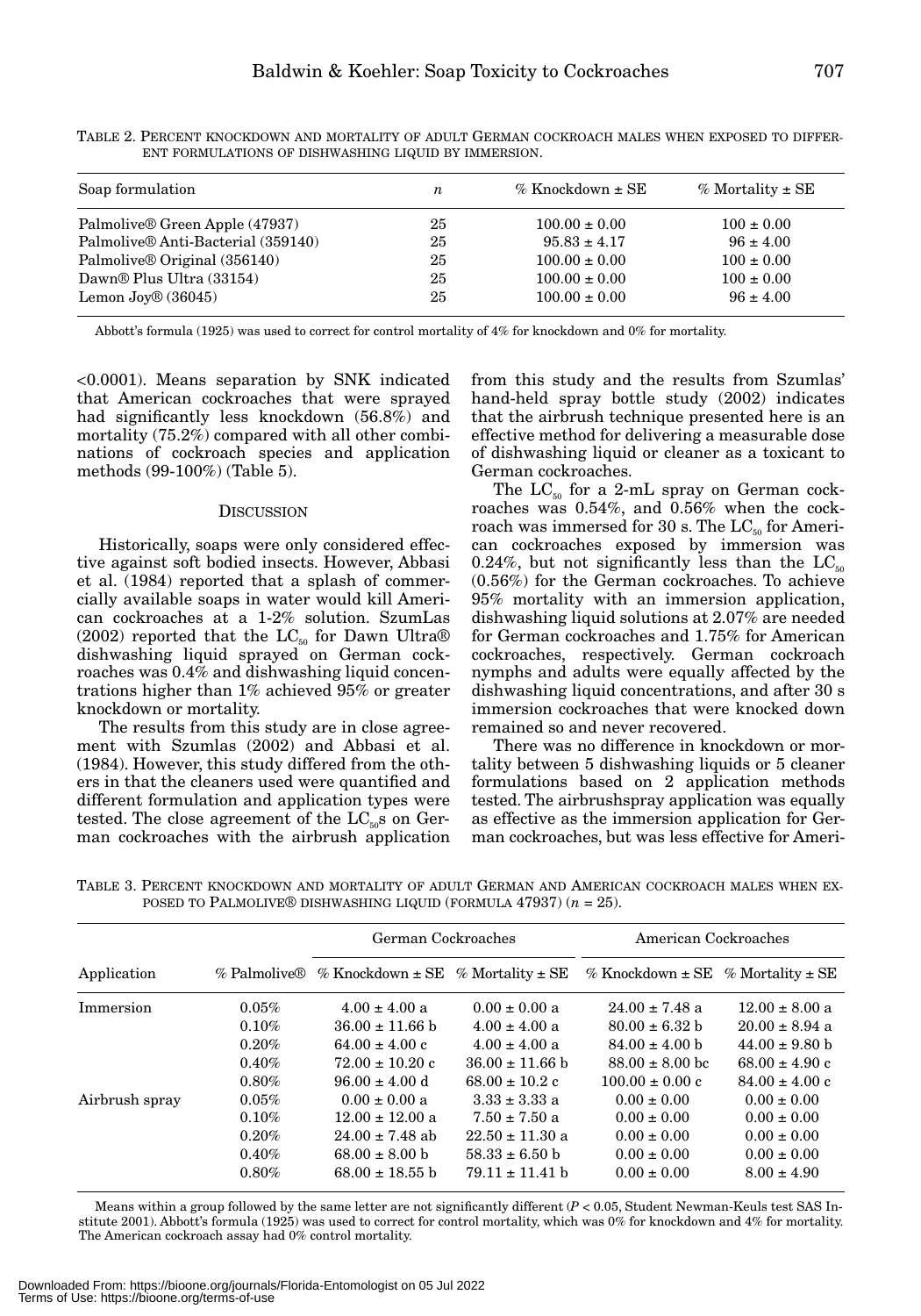TABLE 2. PERCENT KNOCKDOWN AND MORTALITY OF ADULT GERMAN COCKROACH MALES WHEN EXPOSED TO DIFFERENT FORMULATIONS OF DISHWASHING LIQUID BY IMMERSION.

| Soap formulation | $n$ | % Knockdown ± SE | % Mortality ± SE |
|---|---|---|---|
| Palmolive® Green Apple (47937) | 25 | 100.00 ± 0.00 | 100 ± 0.00 |
| Palmolive® Anti-Bacterial (359140) | 25 | 95.83 ± 4.17 | 96 ± 4.00 |
| Palmolive® Original (356140) | 25 | 100.00 ± 0.00 | 100 ± 0.00 |
| Dawn® Plus Ultra (33154) | 25 | 100.00 ± 0.00 | 100 ± 0.00 |
| Lemon Joy® (36045) | 25 | 100.00 ± 0.00 | 96 ± 4.00 |

Abbott's formula (1925) was used to correct for control mortality of 4% for knockdown and 0% for mortality.

<0.0001). Means separation by SNK indicated that American cockroaches that were sprayed had significantly less knockdown (56.8%) and mortality (75.2%) compared with all other combinations of cockroach species and application methods (99-100%) (Table 5).

## DISCUSSION

Historically, soaps were only considered effective against soft bodied insects. However, Abbasi et al. (1984) reported that a splash of commercially available soaps in water would kill American cockroaches at a 1-2% solution. SzumLas (2002) reported that the $LC_{50}$ for Dawn Ultra® dishwashing liquid sprayed on German cockroaches was 0.4% and dishwashing liquid concentrations higher than 1% achieved 95% or greater knockdown or mortality.

The results from this study are in close agreement with Szumlas (2002) and Abbasi et al. (1984). However, this study differed from the others in that the cleaners used were quantified and different formulation and application types were tested. The close agreement of the $LC_{50}$s on German cockroaches with the airbrush application from this study and the results from Szumlas' hand-held spray bottle study (2002) indicates that the airbrush technique presented here is an effective method for delivering a measurable dose of dishwashing liquid or cleaner as a toxicant to German cockroaches.

The $LC_{50}$ for a 2-mL spray on German cockroaches was 0.54%, and 0.56% when the cockroach was immersed for 30 s. The $LC_{50}$ for American cockroaches exposed by immersion was 0.24%, but not significantly less than the $LC_{50}$ (0.56%) for the German cockroaches. To achieve 95% mortality with an immersion application, dishwashing liquid solutions at 2.07% are needed for German cockroaches and 1.75% for American cockroaches, respectively. German cockroach nymphs and adults were equally affected by the dishwashing liquid concentrations, and after 30 s immersion cockroaches that were knocked down remained so and never recovered.

There was no difference in knockdown or mortality between 5 dishwashing liquids or 5 cleaner formulations based on 2 application methods tested. The airbrushspray application was equally as effective as the immersion application for German cockroaches, but was less effective for Ameri-

TABLE 3. PERCENT KNOCKDOWN AND MORTALITY OF ADULT GERMAN AND AMERICAN COCKROACH MALES WHEN EXPOSED TO PALMOLIVE® DISHWASHING LIQUID (FORMULA 47937) ($n$ = 25).

| | | German Cockroaches | | American Cockroaches | |
|---|---|---|---|---|---|
| Application | % Palmolive® | % Knockdown ± SE | % Mortality ± SE | % Knockdown ± SE | % Mortality ± SE |
| Immersion | 0.05% | 4.00 ± 4.00 a | 0.00 ± 0.00 a | 24.00 ± 7.48 a | 12.00 ± 8.00 a |
| | 0.10% | 36.00 ± 11.66 b | 4.00 ± 4.00 a | 80.00 ± 6.32 b | 20.00 ± 8.94 a |
| | 0.20% | 64.00 ± 4.00 c | 4.00 ± 4.00 a | 84.00 ± 4.00 b | 44.00 ± 9.80 b |
| | 0.40% | 72.00 ± 10.20 c | 36.00 ± 11.66 b | 88.00 ± 8.00 bc | 68.00 ± 4.90 c |
| | 0.80% | 96.00 ± 4.00 d | 68.00 ± 10.2 c | 100.00 ± 0.00 c | 84.00 ± 4.00 c |
| Airbrush spray | 0.05% | 0.00 ± 0.00 a | 3.33 ± 3.33 a | 0.00 ± 0.00 | 0.00 ± 0.00 |
| | 0.10% | 12.00 ± 12.00 a | 7.50 ± 7.50 a | 0.00 ± 0.00 | 0.00 ± 0.00 |
| | 0.20% | 24.00 ± 7.48 ab | 22.50 ± 11.30 a | 0.00 ± 0.00 | 0.00 ± 0.00 |
| | 0.40% | 68.00 ± 8.00 b | 58.33 ± 6.50 b | 0.00 ± 0.00 | 0.00 ± 0.00 |
| | 0.80% | 68.00 ± 18.55 b | 79.11 ± 11.41 b | 0.00 ± 0.00 | 8.00 ± 4.90 |

Means within a group followed by the same letter are not significantly different ($P < 0.05$, Student Newman-Keuls test SAS Institute 2001). Abbott's formula (1925) was used to correct for control mortality, which was 0% for knockdown and 4% for mortality. The American cockroach assay had 0% control mortality.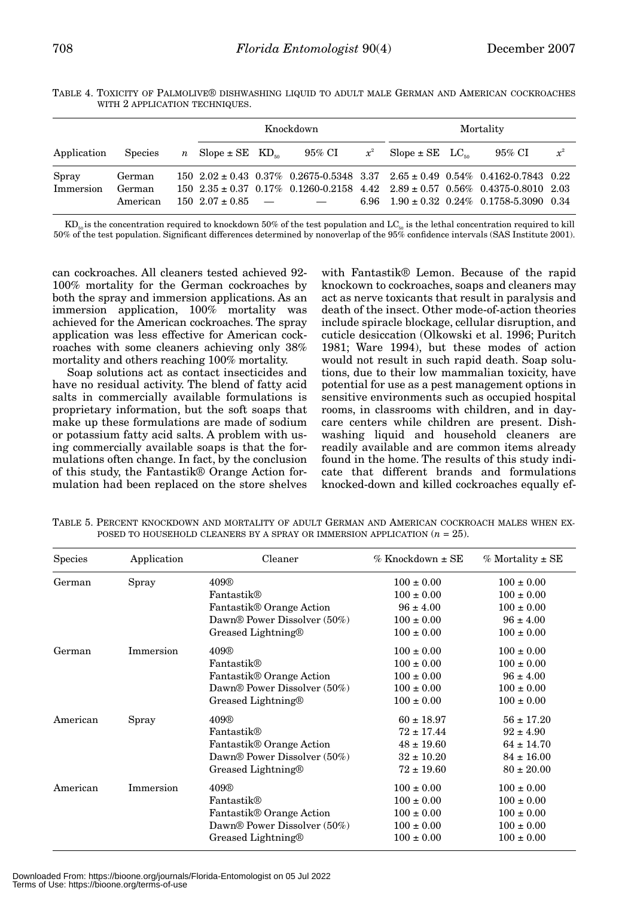Table 4. Toxicity of Palmolive® dishwashing liquid to adult male German and American cockroaches with 2 application techniques.

| | | | Knockdown | | | | Mortality | | | |
|---|---|---|---|---|---|---|---|---|---|---|
| Application | Species | $n$ | Slope ± SE | $KD_{50}$ | 95% CI | $x^2$ | Slope ± SE | $LC_{50}$ | 95% CI | $x^2$ |
| Spray | German | 150 | 2.02 ± 0.43 | 0.37% | 0.2675-0.5348 | 3.37 | 2.65 ± 0.49 | 0.54% | 0.4162-0.7843 | 0.22 |
| Immersion | German | 150 | 2.35 ± 0.37 | 0.17% | 0.1260-0.2158 | 4.42 | 2.89 ± 0.57 | 0.56% | 0.4375-0.8010 | 2.03 |
| | American | 150 | 2.07 ± 0.85 | — | — | 6.96 | 1.90 ± 0.32 | 0.24% | 0.1758-5.3090 | 0.34 |

$KD_{50}$ is the concentration required to knockdown 50% of the test population and $LC_{50}$ is the lethal concentration required to kill 50% of the test population. Significant differences determined by nonoverlap of the 95% confidence intervals (SAS Institute 2001).

can cockroaches. All cleaners tested achieved 92-100% mortality for the German cockroaches by both the spray and immersion applications. As an immersion application, 100% mortality was achieved for the American cockroaches. The spray application was less effective for American cockroaches with some cleaners achieving only 38% mortality and others reaching 100% mortality.

Soap solutions act as contact insecticides and have no residual activity. The blend of fatty acid salts in commercially available formulations is proprietary information, but the soft soaps that make up these formulations are made of sodium or potassium fatty acid salts. A problem with using commercially available soaps is that the formulations often change. In fact, by the conclusion of this study, the Fantastik® Orange Action formulation had been replaced on the store shelves with Fantastik® Lemon. Because of the rapid knockown to cockroaches, soaps and cleaners may act as nerve toxicants that result in paralysis and death of the insect. Other mode-of-action theories include spiracle blockage, cellular disruption, and cuticle desiccation (Olkowski et al. 1996; Puritch 1981; Ware 1994), but these modes of action would not result in such rapid death. Soap solutions, due to their low mammalian toxicity, have potential for use as a pest management options in sensitive environments such as occupied hospital rooms, in classrooms with children, and in daycare centers while children are present. Dishwashing liquid and household cleaners are readily available and are common items already found in the home. The results of this study indicate that different brands and formulations knocked-down and killed cockroaches equally ef-

Table 5. Percent knockdown and mortality of adult German and American cockroach males when exposed to household cleaners by a spray or immersion application ($n$ = 25).

| Species | Application | Cleaner | % Knockdown ± SE | % Mortality ± SE |
|---|---|---|---|---|
| German | Spray | 409® | 100 ± 0.00 | 100 ± 0.00 |
| | | Fantastik® | 100 ± 0.00 | 100 ± 0.00 |
| | | Fantastik® Orange Action | 96 ± 4.00 | 100 ± 0.00 |
| | | Dawn® Power Dissolver (50%) | 100 ± 0.00 | 96 ± 4.00 |
| | | Greased Lightning® | 100 ± 0.00 | 100 ± 0.00 |
| German | Immersion | 409® | 100 ± 0.00 | 100 ± 0.00 |
| | | Fantastik® | 100 ± 0.00 | 100 ± 0.00 |
| | | Fantastik® Orange Action | 100 ± 0.00 | 96 ± 4.00 |
| | | Dawn® Power Dissolver (50%) | 100 ± 0.00 | 100 ± 0.00 |
| | | Greased Lightning® | 100 ± 0.00 | 100 ± 0.00 |
| American | Spray | 409® | 60 ± 18.97 | 56 ± 17.20 |
| | | Fantastik® | 72 ± 17.44 | 92 ± 4.90 |
| | | Fantastik® Orange Action | 48 ± 19.60 | 64 ± 14.70 |
| | | Dawn® Power Dissolver (50%) | 32 ± 10.20 | 84 ± 16.00 |
| | | Greased Lightning® | 72 ± 19.60 | 80 ± 20.00 |
| American | Immersion | 409® | 100 ± 0.00 | 100 ± 0.00 |
| | | Fantastik® | 100 ± 0.00 | 100 ± 0.00 |
| | | Fantastik® Orange Action | 100 ± 0.00 | 100 ± 0.00 |
| | | Dawn® Power Dissolver (50%) | 100 ± 0.00 | 100 ± 0.00 |
| | | Greased Lightning® | 100 ± 0.00 | 100 ± 0.00 |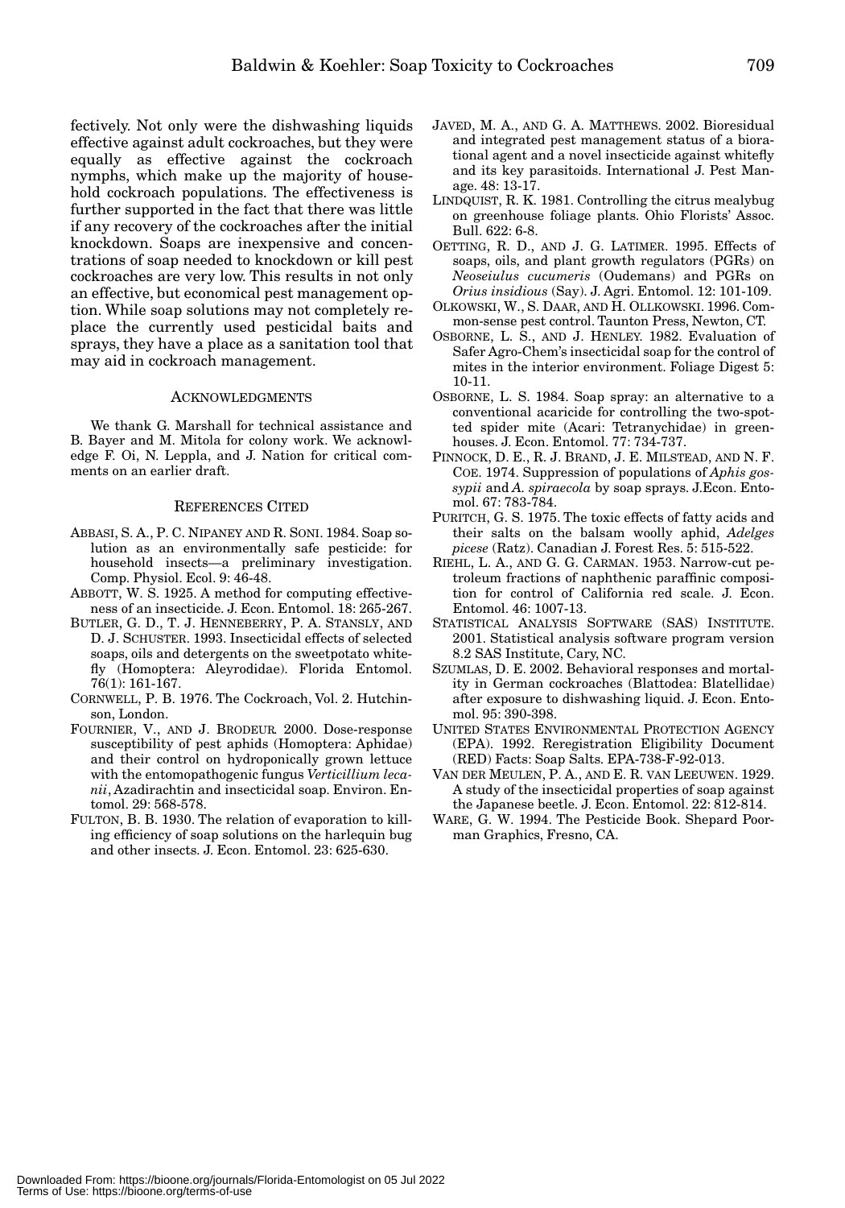fectively. Not only were the dishwashing liquids effective against adult cockroaches, but they were equally as effective against the cockroach nymphs, which make up the majority of household cockroach populations. The effectiveness is further supported in the fact that there was little if any recovery of the cockroaches after the initial knockdown. Soaps are inexpensive and concentrations of soap needed to knockdown or kill pest cockroaches are very low. This results in not only an effective, but economical pest management option. While soap solutions may not completely replace the currently used pesticidal baits and sprays, they have a place as a sanitation tool that may aid in cockroach management.

## ACKNOWLEDGMENTS

We thank G. Marshall for technical assistance and B. Bayer and M. Mitola for colony work. We acknowledge F. Oi, N. Leppla, and J. Nation for critical comments on an earlier draft.

## REFERENCES CITED

ABBASI, S. A., P. C. NIPANEY AND R. SONI. 1984. Soap solution as an environmentally safe pesticide: for household insects—a preliminary investigation. Comp. Physiol. Ecol. 9: 46-48.

ABBOTT, W. S. 1925. A method for computing effectiveness of an insecticide. J. Econ. Entomol. 18: 265-267.

BUTLER, G. D., T. J. HENNEBERRY, P. A. STANSLY, AND D. J. SCHUSTER. 1993. Insecticidal effects of selected soaps, oils and detergents on the sweetpotato whitefly (Homoptera: Aleyrodidae). Florida Entomol. 76(1): 161-167.

CORNWELL, P. B. 1976. The Cockroach, Vol. 2. Hutchinson, London.

FOURNIER, V., AND J. BRODEUR. 2000. Dose-response susceptibility of pest aphids (Homoptera: Aphidae) and their control on hydroponically grown lettuce with the entomopathogenic fungus *Verticillium lecanii*, Azadirachtin and insecticidal soap. Environ. Entomol. 29: 568-578.

FULTON, B. B. 1930. The relation of evaporation to killing efficiency of soap solutions on the harlequin bug and other insects. J. Econ. Entomol. 23: 625-630.

JAVED, M. A., AND G. A. MATTHEWS. 2002. Bioresidual and integrated pest management status of a biorational agent and a novel insecticide against whitefly and its key parasitoids. International J. Pest Manage. 48: 13-17.

LINDQUIST, R. K. 1981. Controlling the citrus mealybug on greenhouse foliage plants. Ohio Florists' Assoc. Bull. 622: 6-8.

OETTING, R. D., AND J. G. LATIMER. 1995. Effects of soaps, oils, and plant growth regulators (PGRs) on *Neoseiulus cucumeris* (Oudemans) and PGRs on *Orius insidious* (Say). J. Agri. Entomol. 12: 101-109.

OLKOWSKI, W., S. DAAR, AND H. OLLKOWSKI. 1996. Common-sense pest control. Taunton Press, Newton, CT.

OSBORNE, L. S., AND J. HENLEY. 1982. Evaluation of Safer Agro-Chem's insecticidal soap for the control of mites in the interior environment. Foliage Digest 5: 10-11.

OSBORNE, L. S. 1984. Soap spray: an alternative to a conventional acaricide for controlling the two-spotted spider mite (Acari: Tetranychidae) in greenhouses. J. Econ. Entomol. 77: 734-737.

PINNOCK, D. E., R. J. BRAND, J. E. MILSTEAD, AND N. F. COE. 1974. Suppression of populations of *Aphis gossypii* and *A. spiraecola* by soap sprays. J.Econ. Entomol. 67: 783-784.

PURITCH, G. S. 1975. The toxic effects of fatty acids and their salts on the balsam woolly aphid, *Adelges picese* (Ratz). Canadian J. Forest Res. 5: 515-522.

RIEHL, L. A., AND G. G. CARMAN. 1953. Narrow-cut petroleum fractions of naphthenic paraffinic composition for control of California red scale. J. Econ. Entomol. 46: 1007-13.

STATISTICAL ANALYSIS SOFTWARE (SAS) INSTITUTE. 2001. Statistical analysis software program version 8.2 SAS Institute, Cary, NC.

SZUMLAS, D. E. 2002. Behavioral responses and mortality in German cockroaches (Blattodea: Blatellidae) after exposure to dishwashing liquid. J. Econ. Entomol. 95: 390-398.

UNITED STATES ENVIRONMENTAL PROTECTION AGENCY (EPA). 1992. Reregistration Eligibility Document (RED) Facts: Soap Salts. EPA-738-F-92-013.

VAN DER MEULEN, P. A., AND E. R. VAN LEEUWEN. 1929. A study of the insecticidal properties of soap against the Japanese beetle. J. Econ. Entomol. 22: 812-814.

WARE, G. W. 1994. The Pesticide Book. Shepard Poorman Graphics, Fresno, CA.